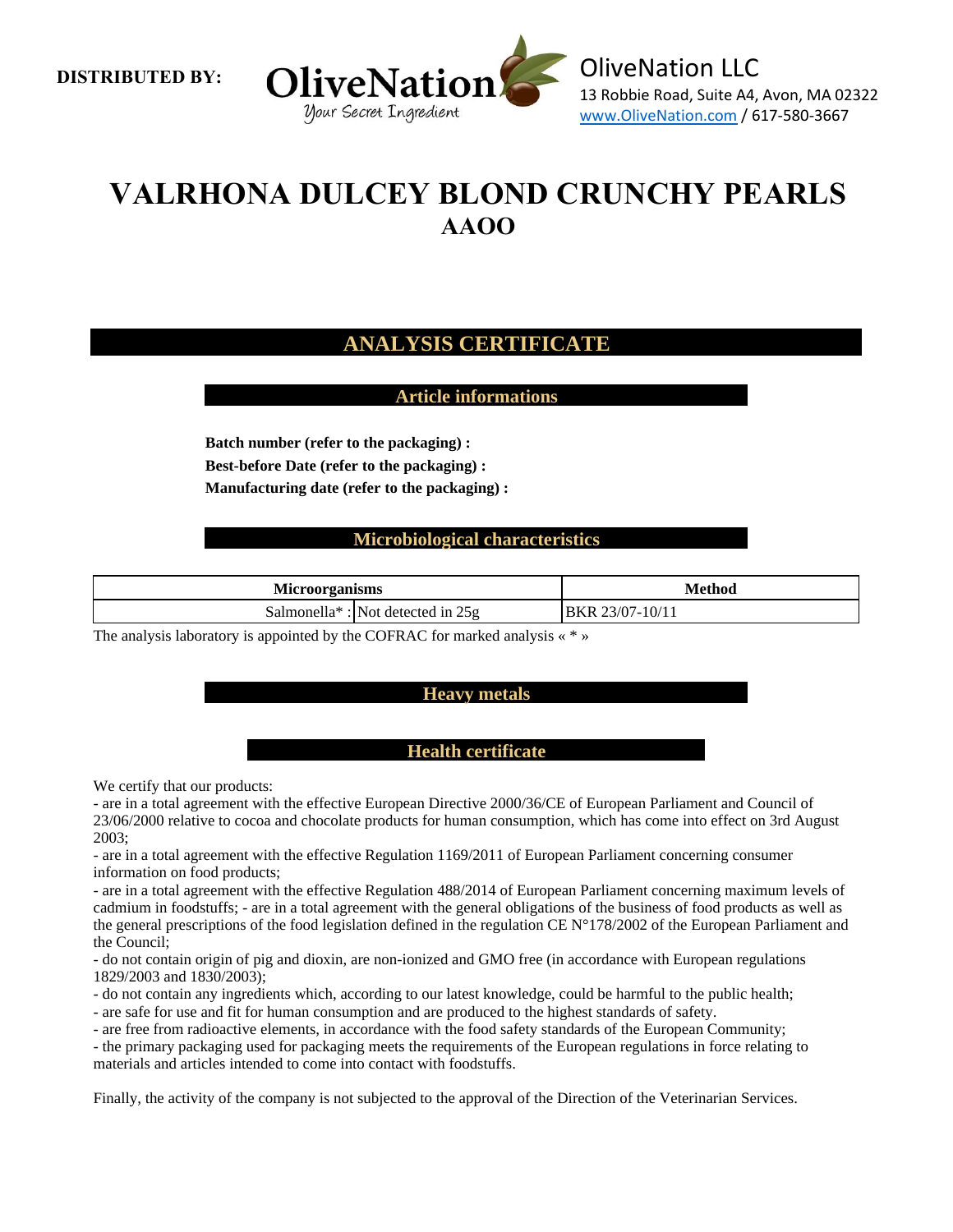**DISTRIBUTED BY:**

OliveNation

*Your Secret Ingredient*

OliveNation LLC
13 Robbie Road, Suite A4, Avon, MA 02322
www.OliveNation.com / 617-580-3667

# VALRHONA DULCEY BLOND CRUNCHY PEARLS
## AAOO

## ANALYSIS CERTIFICATE

### Article informations

**Batch number (refer to the packaging) :**

**Best-before Date (refer to the packaging) :**

**Manufacturing date (refer to the packaging) :**

### Microbiological characteristics

| Microorganisms | | Method |
|---|---|---|
| Salmonella* : | Not detected in 25g | BKR 23/07-10/11 |

The analysis laboratory is appointed by the COFRAC for marked analysis « * »

### Heavy metals

### Health certificate

We certify that our products:

- are in a total agreement with the effective European Directive 2000/36/CE of European Parliament and Council of 23/06/2000 relative to cocoa and chocolate products for human consumption, which has come into effect on 3rd August 2003;
- are in a total agreement with the effective Regulation 1169/2011 of European Parliament concerning consumer information on food products;
- are in a total agreement with the effective Regulation 488/2014 of European Parliament concerning maximum levels of cadmium in foodstuffs; - are in a total agreement with the general obligations of the business of food products as well as the general prescriptions of the food legislation defined in the regulation CE N°178/2002 of the European Parliament and the Council;
- do not contain origin of pig and dioxin, are non-ionized and GMO free (in accordance with European regulations 1829/2003 and 1830/2003);
- do not contain any ingredients which, according to our latest knowledge, could be harmful to the public health;
- are safe for use and fit for human consumption and are produced to the highest standards of safety.
- are free from radioactive elements, in accordance with the food safety standards of the European Community;
- the primary packaging used for packaging meets the requirements of the European regulations in force relating to materials and articles intended to come into contact with foodstuffs.

Finally, the activity of the company is not subjected to the approval of the Direction of the Veterinarian Services.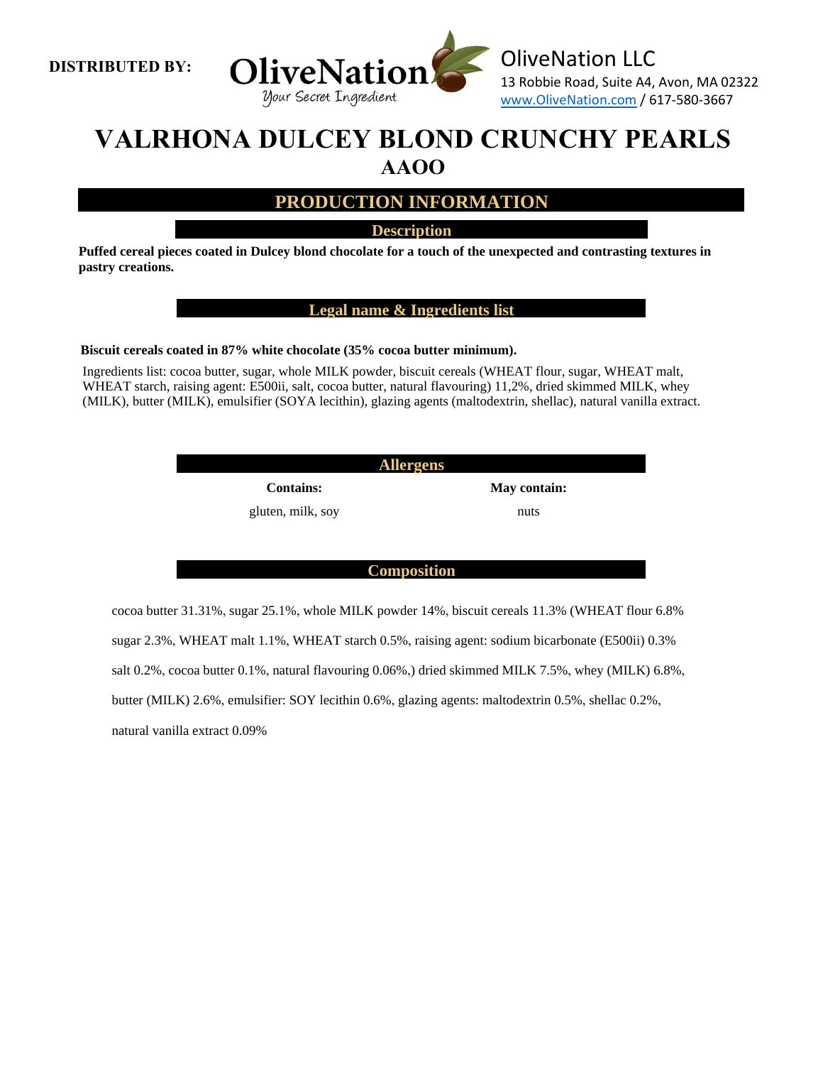**DISTRIBUTED BY:**

OliveNation — Your Secret Ingredient

OliveNation LLC
13 Robbie Road, Suite A4, Avon, MA 02322
www.OliveNation.com / 617-580-3667

# VALRHONA DULCEY BLOND CRUNCHY PEARLS

## AAOO

## PRODUCTION INFORMATION

### Description

**Puffed cereal pieces coated in Dulcey blond chocolate for a touch of the unexpected and contrasting textures in pastry creations.**

### Legal name & Ingredients list

**Biscuit cereals coated in 87% white chocolate (35% cocoa butter minimum).**

Ingredients list: cocoa butter, sugar, whole MILK powder, biscuit cereals (WHEAT flour, sugar, WHEAT malt, WHEAT starch, raising agent: E500ii, salt, cocoa butter, natural flavouring) 11,2%, dried skimmed MILK, whey (MILK), butter (MILK), emulsifier (SOYA lecithin), glazing agents (maltodextrin, shellac), natural vanilla extract.

### Allergens

| Contains: | May contain: |
|---|---|
| gluten, milk, soy | nuts |

### Composition

cocoa butter 31.31%, sugar 25.1%, whole MILK powder 14%, biscuit cereals 11.3% (WHEAT flour 6.8% sugar 2.3%, WHEAT malt 1.1%, WHEAT starch 0.5%, raising agent: sodium bicarbonate (E500ii) 0.3% salt 0.2%, cocoa butter 0.1%, natural flavouring 0.06%,) dried skimmed MILK 7.5%, whey (MILK) 6.8%, butter (MILK) 2.6%, emulsifier: SOY lecithin 0.6%, glazing agents: maltodextrin 0.5%, shellac 0.2%, natural vanilla extract 0.09%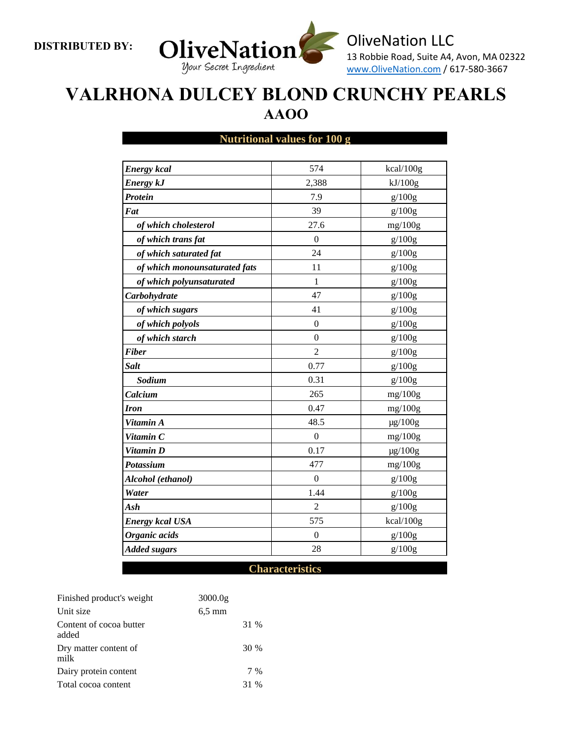**DISTRIBUTED BY:** OliveNation — *Your Secret Ingredient*

OliveNation LLC
13 Robbie Road, Suite A4, Avon, MA 02322
www.OliveNation.com / 617-580-3667

# VALRHONA DULCEY BLOND CRUNCHY PEARLS

## AAOO

### Nutritional values for 100 g

| | | |
|---|---|---|
| ***Energy kcal*** | 574 | kcal/100g |
| ***Energy kJ*** | 2,388 | kJ/100g |
| ***Protein*** | 7.9 | g/100g |
| ***Fat*** | 39 | g/100g |
| ***of which cholesterol*** | 27.6 | mg/100g |
| ***of which trans fat*** | 0 | g/100g |
| ***of which saturated fat*** | 24 | g/100g |
| ***of which monounsaturated fats*** | 11 | g/100g |
| ***of which polyunsaturated*** | 1 | g/100g |
| ***Carbohydrate*** | 47 | g/100g |
| ***of which sugars*** | 41 | g/100g |
| ***of which polyols*** | 0 | g/100g |
| ***of which starch*** | 0 | g/100g |
| ***Fiber*** | 2 | g/100g |
| ***Salt*** | 0.77 | g/100g |
| ***Sodium*** | 0.31 | g/100g |
| ***Calcium*** | 265 | mg/100g |
| ***Iron*** | 0.47 | mg/100g |
| ***Vitamin A*** | 48.5 | µg/100g |
| ***Vitamin C*** | 0 | mg/100g |
| ***Vitamin D*** | 0.17 | µg/100g |
| ***Potassium*** | 477 | mg/100g |
| ***Alcohol (ethanol)*** | 0 | g/100g |
| ***Water*** | 1.44 | g/100g |
| ***Ash*** | 2 | g/100g |
| ***Energy kcal USA*** | 575 | kcal/100g |
| ***Organic acids*** | 0 | g/100g |
| ***Added sugars*** | 28 | g/100g |

### Characteristics

| | |
|---|---|
| Finished product's weight | 3000.0g |
| Unit size | 6,5 mm |
| Content of cocoa butter added | 31 % |
| Dry matter content of milk | 30 % |
| Dairy protein content | 7 % |
| Total cocoa content | 31 % |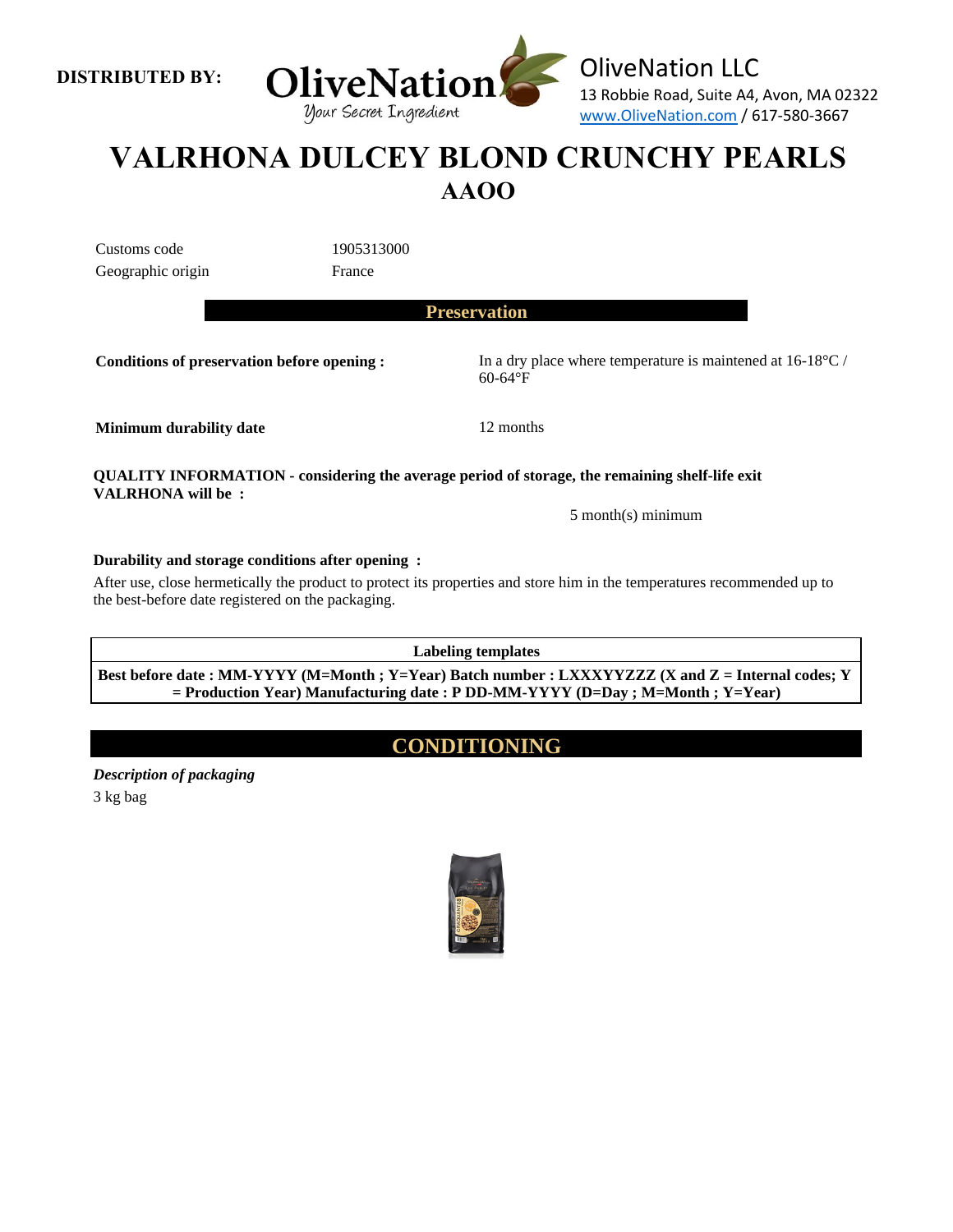**DISTRIBUTED BY:**

OliveNation
Your Secret Ingredient

OliveNation LLC
13 Robbie Road, Suite A4, Avon, MA 02322
www.OliveNation.com / 617-580-3667

# VALRHONA DULCEY BLOND CRUNCHY PEARLS

## AAOO

| | |
|---|---|
| Customs code | 1905313000 |
| Geographic origin | France |

## Preservation

| | |
|---|---|
| **Conditions of preservation before opening :** | In a dry place where temperature is maintened at 16-18°C / 60-64°F |
| **Minimum durability date** | 12 months |

**QUALITY INFORMATION - considering the average period of storage, the remaining shelf-life exit VALRHONA will be :**

5 month(s) minimum

**Durability and storage conditions after opening :**

After use, close hermetically the product to protect its properties and store him in the temperatures recommended up to the best-before date registered on the packaging.

| Labeling templates |
|---|
| **Best before date : MM-YYYY (M=Month ; Y=Year) Batch number : LXXXYYZZZ (X and Z = Internal codes; Y = Production Year) Manufacturing date : P DD-MM-YYYY (D=Day ; M=Month ; Y=Year)** |

## CONDITIONING

***Description of packaging***

3 kg bag